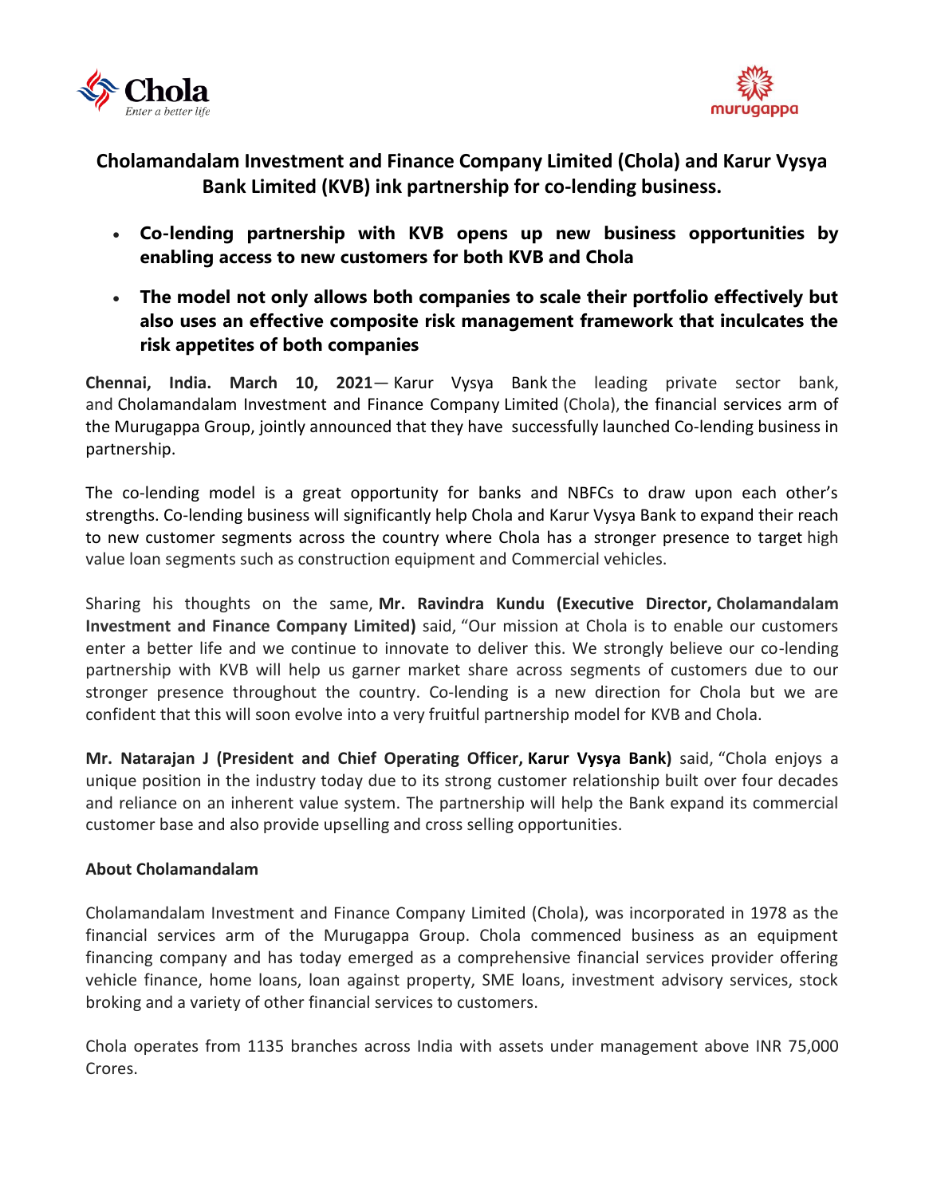# Cholamandalam Investment and Finance Company Limited (Chola) and Karur Vysya Bank Limited (KVB) ink partnership for co-lending business.

- **Co-lending partnership with KVB opens up new business opportunities by enabling access to new customers for both KVB and Chola**
- **The model not only allows both companies to scale their portfolio effectively but also uses an effective composite risk management framework that inculcates the risk appetites of both companies**

**Chennai, India. March 10, 2021**— Karur Vysya Bank the leading private sector bank, and Cholamandalam Investment and Finance Company Limited (Chola), the financial services arm of the Murugappa Group, jointly announced that they have successfully launched Co-lending business in partnership.

The co-lending model is a great opportunity for banks and NBFCs to draw upon each other's strengths. Co-lending business will significantly help Chola and Karur Vysya Bank to expand their reach to new customer segments across the country where Chola has a stronger presence to target high value loan segments such as construction equipment and Commercial vehicles.

Sharing his thoughts on the same, **Mr. Ravindra Kundu (Executive Director, Cholamandalam Investment and Finance Company Limited)** said, "Our mission at Chola is to enable our customers enter a better life and we continue to innovate to deliver this. We strongly believe our co-lending partnership with KVB will help us garner market share across segments of customers due to our stronger presence throughout the country. Co-lending is a new direction for Chola but we are confident that this will soon evolve into a very fruitful partnership model for KVB and Chola.

**Mr. Natarajan J (President and Chief Operating Officer, Karur Vysya Bank)** said, "Chola enjoys a unique position in the industry today due to its strong customer relationship built over four decades and reliance on an inherent value system. The partnership will help the Bank expand its commercial customer base and also provide upselling and cross selling opportunities.

**About Cholamandalam**

Cholamandalam Investment and Finance Company Limited (Chola), was incorporated in 1978 as the financial services arm of the Murugappa Group. Chola commenced business as an equipment financing company and has today emerged as a comprehensive financial services provider offering vehicle finance, home loans, loan against property, SME loans, investment advisory services, stock broking and a variety of other financial services to customers.

Chola operates from 1135 branches across India with assets under management above INR 75,000 Crores.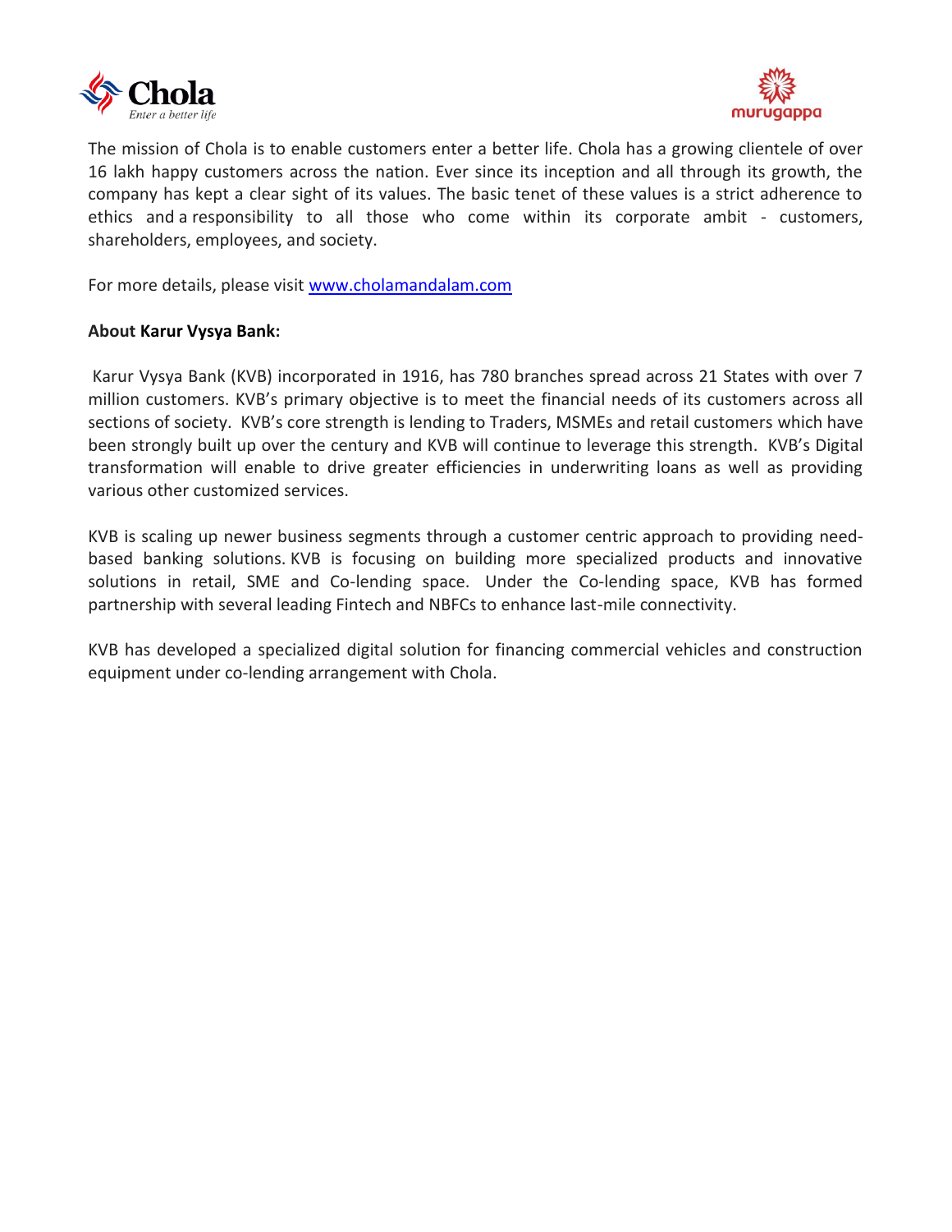The mission of Chola is to enable customers enter a better life. Chola has a growing clientele of over 16 lakh happy customers across the nation. Ever since its inception and all through its growth, the company has kept a clear sight of its values. The basic tenet of these values is a strict adherence to ethics and a responsibility to all those who come within its corporate ambit - customers, shareholders, employees, and society.

For more details, please visit [www.cholamandalam.com](http://www.cholamandalam.com)

**About Karur Vysya Bank:**

Karur Vysya Bank (KVB) incorporated in 1916, has 780 branches spread across 21 States with over 7 million customers. KVB's primary objective is to meet the financial needs of its customers across all sections of society. KVB's core strength is lending to Traders, MSMEs and retail customers which have been strongly built up over the century and KVB will continue to leverage this strength. KVB's Digital transformation will enable to drive greater efficiencies in underwriting loans as well as providing various other customized services.

KVB is scaling up newer business segments through a customer centric approach to providing need-based banking solutions. KVB is focusing on building more specialized products and innovative solutions in retail, SME and Co-lending space. Under the Co-lending space, KVB has formed partnership with several leading Fintech and NBFCs to enhance last-mile connectivity.

KVB has developed a specialized digital solution for financing commercial vehicles and construction equipment under co-lending arrangement with Chola.